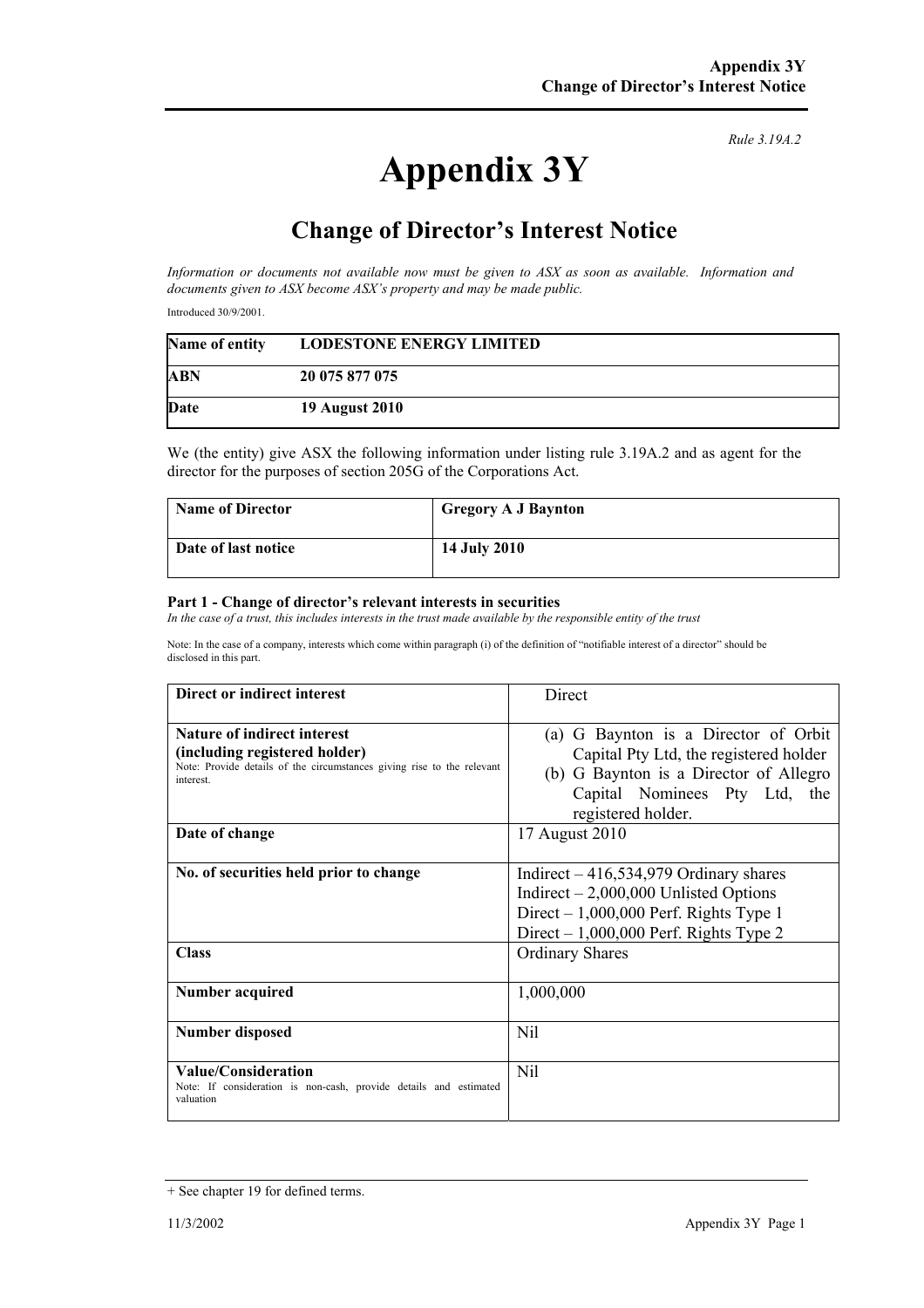*Rule 3.19A.2*

# Appendix 3Y

## Change of Director's Interest Notice

*Information or documents not available now must be given to ASX as soon as available. Information and documents given to ASX become ASX's property and may be made public.*

Introduced 30/9/2001.

| **Name of entity** | **LODESTONE ENERGY LIMITED** |
|---|---|
| **ABN** | **20 075 877 075** |
| **Date** | **19 August 2010** |

We (the entity) give ASX the following information under listing rule 3.19A.2 and as agent for the director for the purposes of section 205G of the Corporations Act.

| **Name of Director** | **Gregory A J Baynton** |
|---|---|
| **Date of last notice** | **14 July 2010** |

### Part 1 - Change of director's relevant interests in securities

*In the case of a trust, this includes interests in the trust made available by the responsible entity of the trust*

Note: In the case of a company, interests which come within paragraph (i) of the definition of "notifiable interest of a director" should be disclosed in this part.

| | |
|---|---|
| **Direct or indirect interest** | Direct |
| **Nature of indirect interest (including registered holder)**<br>Note: Provide details of the circumstances giving rise to the relevant interest. | (a) G Baynton is a Director of Orbit Capital Pty Ltd, the registered holder<br>(b) G Baynton is a Director of Allegro Capital Nominees Pty Ltd, the registered holder. |
| **Date of change** | 17 August 2010 |
| **No. of securities held prior to change** | Indirect – 416,534,979 Ordinary shares<br>Indirect – 2,000,000 Unlisted Options<br>Direct – 1,000,000 Perf. Rights Type 1<br>Direct – 1,000,000 Perf. Rights Type 2 |
| **Class** | Ordinary Shares |
| **Number acquired** | 1,000,000 |
| **Number disposed** | Nil |
| **Value/Consideration**<br>Note: If consideration is non-cash, provide details and estimated valuation | Nil |

+ See chapter 19 for defined terms.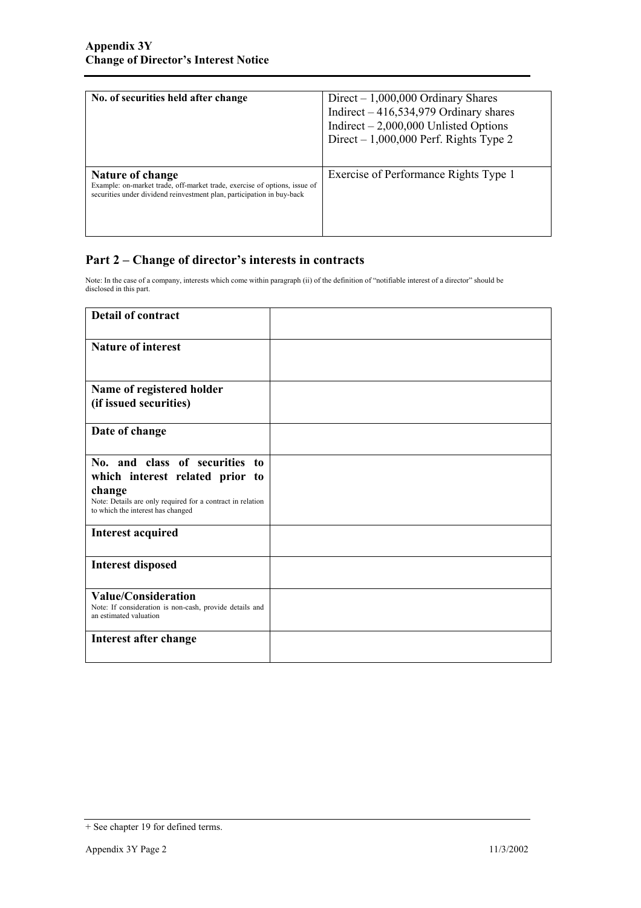| | |
|---|---|
| **No. of securities held after change** | Direct – 1,000,000 Ordinary Shares<br>Indirect – 416,534,979 Ordinary shares<br>Indirect – 2,000,000 Unlisted Options<br>Direct – 1,000,000 Perf. Rights Type 2 |
| **Nature of change**<br>Example: on-market trade, off-market trade, exercise of options, issue of securities under dividend reinvestment plan, participation in buy-back | Exercise of Performance Rights Type 1 |

## Part 2 – Change of director's interests in contracts

Note: In the case of a company, interests which come within paragraph (ii) of the definition of "notifiable interest of a director" should be disclosed in this part.

| | |
|---|---|
| **Detail of contract** | |
| **Nature of interest** | |
| **Name of registered holder (if issued securities)** | |
| **Date of change** | |
| **No. and class of securities to which interest related prior to change**<br>Note: Details are only required for a contract in relation to which the interest has changed | |
| **Interest acquired** | |
| **Interest disposed** | |
| **Value/Consideration**<br>Note: If consideration is non-cash, provide details and an estimated valuation | |
| **Interest after change** | |

+ See chapter 19 for defined terms.